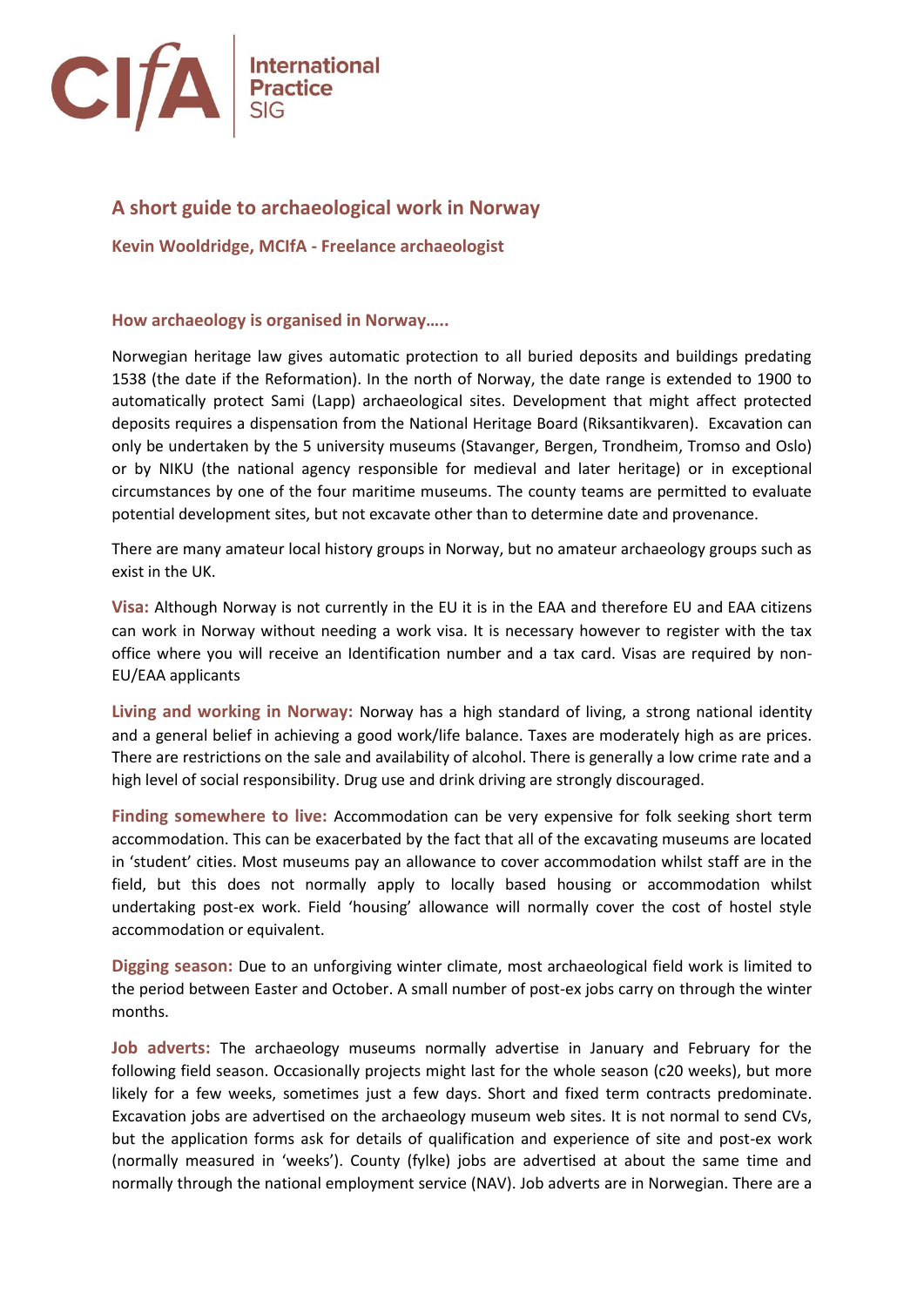CIfA | International Practice SIG

# A short guide to archaeological work in Norway

**Kevin Wooldridge, MCIfA - Freelance archaeologist**

## How archaeology is organised in Norway…..

Norwegian heritage law gives automatic protection to all buried deposits and buildings predating 1538 (the date if the Reformation). In the north of Norway, the date range is extended to 1900 to automatically protect Sami (Lapp) archaeological sites. Development that might affect protected deposits requires a dispensation from the National Heritage Board (Riksantikvaren). Excavation can only be undertaken by the 5 university museums (Stavanger, Bergen, Trondheim, Tromso and Oslo) or by NIKU (the national agency responsible for medieval and later heritage) or in exceptional circumstances by one of the four maritime museums. The county teams are permitted to evaluate potential development sites, but not excavate other than to determine date and provenance.

There are many amateur local history groups in Norway, but no amateur archaeology groups such as exist in the UK.

**Visa:** Although Norway is not currently in the EU it is in the EAA and therefore EU and EAA citizens can work in Norway without needing a work visa. It is necessary however to register with the tax office where you will receive an Identification number and a tax card. Visas are required by non-EU/EAA applicants

**Living and working in Norway:** Norway has a high standard of living, a strong national identity and a general belief in achieving a good work/life balance. Taxes are moderately high as are prices. There are restrictions on the sale and availability of alcohol. There is generally a low crime rate and a high level of social responsibility. Drug use and drink driving are strongly discouraged.

**Finding somewhere to live:** Accommodation can be very expensive for folk seeking short term accommodation. This can be exacerbated by the fact that all of the excavating museums are located in 'student' cities. Most museums pay an allowance to cover accommodation whilst staff are in the field, but this does not normally apply to locally based housing or accommodation whilst undertaking post-ex work. Field 'housing' allowance will normally cover the cost of hostel style accommodation or equivalent.

**Digging season:** Due to an unforgiving winter climate, most archaeological field work is limited to the period between Easter and October. A small number of post-ex jobs carry on through the winter months.

**Job adverts:** The archaeology museums normally advertise in January and February for the following field season. Occasionally projects might last for the whole season (c20 weeks), but more likely for a few weeks, sometimes just a few days. Short and fixed term contracts predominate. Excavation jobs are advertised on the archaeology museum web sites. It is not normal to send CVs, but the application forms ask for details of qualification and experience of site and post-ex work (normally measured in 'weeks'). County (fylke) jobs are advertised at about the same time and normally through the national employment service (NAV). Job adverts are in Norwegian. There are a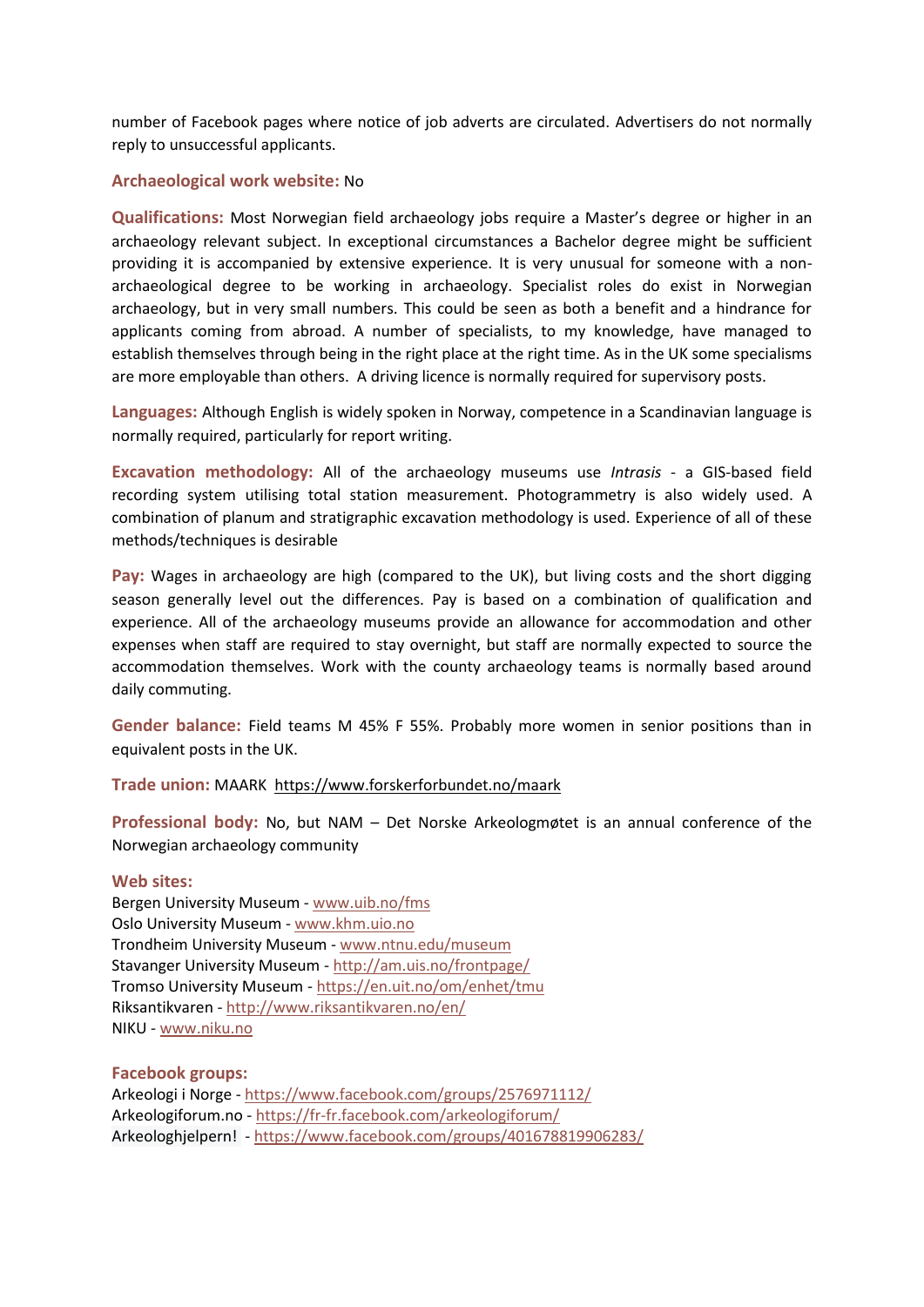number of Facebook pages where notice of job adverts are circulated. Advertisers do not normally reply to unsuccessful applicants.

**Archaeological work website:** No

**Qualifications:** Most Norwegian field archaeology jobs require a Master's degree or higher in an archaeology relevant subject. In exceptional circumstances a Bachelor degree might be sufficient providing it is accompanied by extensive experience. It is very unusual for someone with a non-archaeological degree to be working in archaeology. Specialist roles do exist in Norwegian archaeology, but in very small numbers. This could be seen as both a benefit and a hindrance for applicants coming from abroad. A number of specialists, to my knowledge, have managed to establish themselves through being in the right place at the right time. As in the UK some specialisms are more employable than others. A driving licence is normally required for supervisory posts.

**Languages:** Although English is widely spoken in Norway, competence in a Scandinavian language is normally required, particularly for report writing.

**Excavation methodology:** All of the archaeology museums use *Intrasis* - a GIS-based field recording system utilising total station measurement. Photogrammetry is also widely used. A combination of planum and stratigraphic excavation methodology is used. Experience of all of these methods/techniques is desirable

**Pay:** Wages in archaeology are high (compared to the UK), but living costs and the short digging season generally level out the differences. Pay is based on a combination of qualification and experience. All of the archaeology museums provide an allowance for accommodation and other expenses when staff are required to stay overnight, but staff are normally expected to source the accommodation themselves. Work with the county archaeology teams is normally based around daily commuting.

**Gender balance:** Field teams M 45% F 55%. Probably more women in senior positions than in equivalent posts in the UK.

**Trade union:** MAARK https://www.forskerforbundet.no/maark

**Professional body:** No, but NAM – Det Norske Arkeologmøtet is an annual conference of the Norwegian archaeology community

**Web sites:**

Bergen University Museum - www.uib.no/fms
Oslo University Museum - www.khm.uio.no
Trondheim University Museum - www.ntnu.edu/museum
Stavanger University Museum - http://am.uis.no/frontpage/
Tromso University Museum - https://en.uit.no/om/enhet/tmu
Riksantikvaren - http://www.riksantikvaren.no/en/
NIKU - www.niku.no

**Facebook groups:**

Arkeologi i Norge - https://www.facebook.com/groups/2576971112/
Arkeologiforum.no - https://fr-fr.facebook.com/arkeologiforum/
Arkeologhjelpern! - https://www.facebook.com/groups/401678819906283/